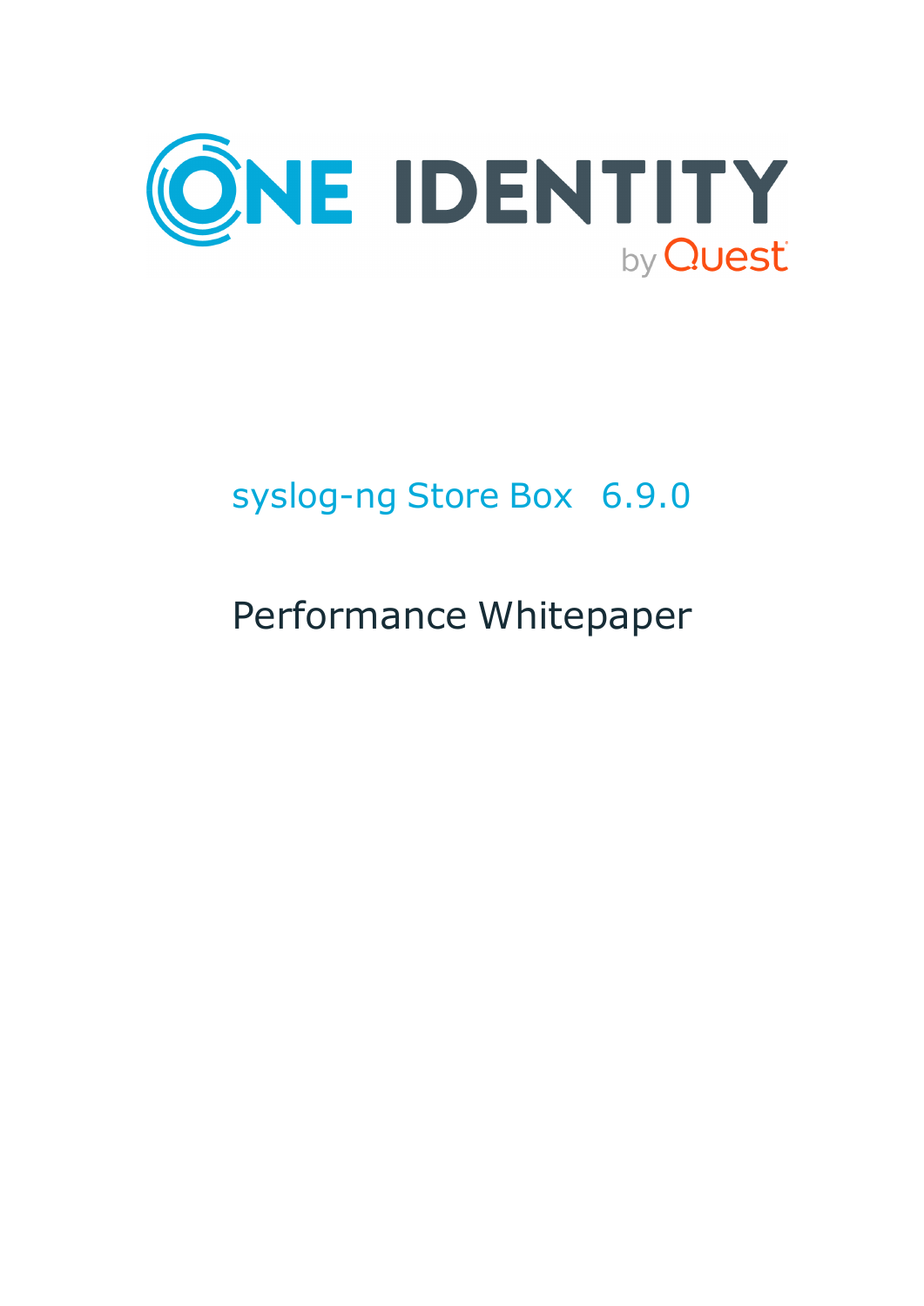ONE IDENTITY
by Quest

# syslog-ng Store Box 6.9.0

## Performance Whitepaper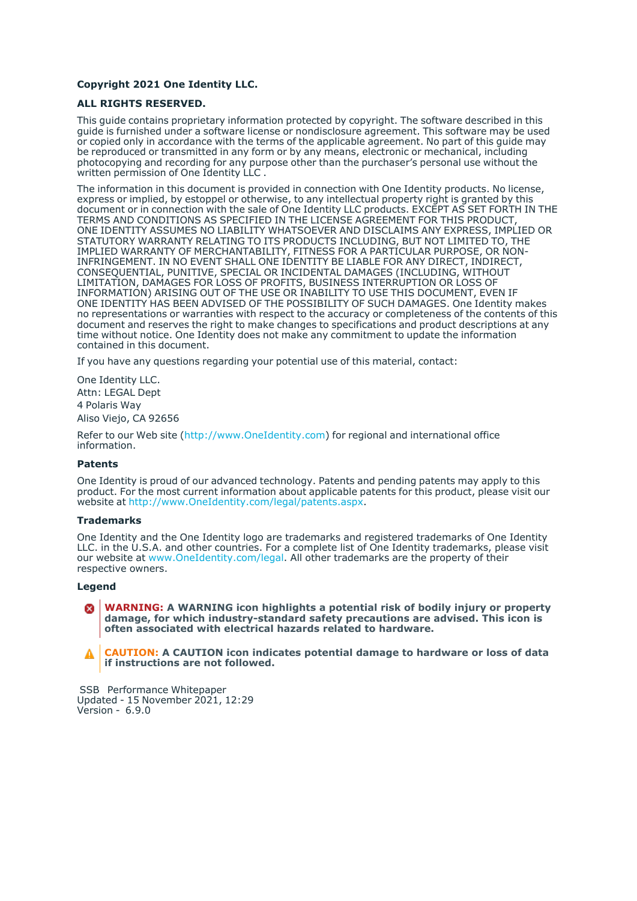**Copyright 2021 One Identity LLC.**

**ALL RIGHTS RESERVED.**

This guide contains proprietary information protected by copyright. The software described in this guide is furnished under a software license or nondisclosure agreement. This software may be used or copied only in accordance with the terms of the applicable agreement. No part of this guide may be reproduced or transmitted in any form or by any means, electronic or mechanical, including photocopying and recording for any purpose other than the purchaser's personal use without the written permission of One Identity LLC .

The information in this document is provided in connection with One Identity products. No license, express or implied, by estoppel or otherwise, to any intellectual property right is granted by this document or in connection with the sale of One Identity LLC products. EXCEPT AS SET FORTH IN THE TERMS AND CONDITIONS AS SPECIFIED IN THE LICENSE AGREEMENT FOR THIS PRODUCT, ONE IDENTITY ASSUMES NO LIABILITY WHATSOEVER AND DISCLAIMS ANY EXPRESS, IMPLIED OR STATUTORY WARRANTY RELATING TO ITS PRODUCTS INCLUDING, BUT NOT LIMITED TO, THE IMPLIED WARRANTY OF MERCHANTABILITY, FITNESS FOR A PARTICULAR PURPOSE, OR NON-INFRINGEMENT. IN NO EVENT SHALL ONE IDENTITY BE LIABLE FOR ANY DIRECT, INDIRECT, CONSEQUENTIAL, PUNITIVE, SPECIAL OR INCIDENTAL DAMAGES (INCLUDING, WITHOUT LIMITATION, DAMAGES FOR LOSS OF PROFITS, BUSINESS INTERRUPTION OR LOSS OF INFORMATION) ARISING OUT OF THE USE OR INABILITY TO USE THIS DOCUMENT, EVEN IF ONE IDENTITY HAS BEEN ADVISED OF THE POSSIBILITY OF SUCH DAMAGES. One Identity makes no representations or warranties with respect to the accuracy or completeness of the contents of this document and reserves the right to make changes to specifications and product descriptions at any time without notice. One Identity does not make any commitment to update the information contained in this document.

If you have any questions regarding your potential use of this material, contact:

One Identity LLC.
Attn: LEGAL Dept
4 Polaris Way
Aliso Viejo, CA 92656

Refer to our Web site (http://www.OneIdentity.com) for regional and international office information.

**Patents**

One Identity is proud of our advanced technology. Patents and pending patents may apply to this product. For the most current information about applicable patents for this product, please visit our website at http://www.OneIdentity.com/legal/patents.aspx.

**Trademarks**

One Identity and the One Identity logo are trademarks and registered trademarks of One Identity LLC. in the U.S.A. and other countries. For a complete list of One Identity trademarks, please visit our website at www.OneIdentity.com/legal. All other trademarks are the property of their respective owners.

**Legend**

**WARNING: A WARNING icon highlights a potential risk of bodily injury or property damage, for which industry-standard safety precautions are advised. This icon is often associated with electrical hazards related to hardware.**

**CAUTION: A CAUTION icon indicates potential damage to hardware or loss of data if instructions are not followed.**

SSB Performance Whitepaper
Updated - 15 November 2021, 12:29
Version - 6.9.0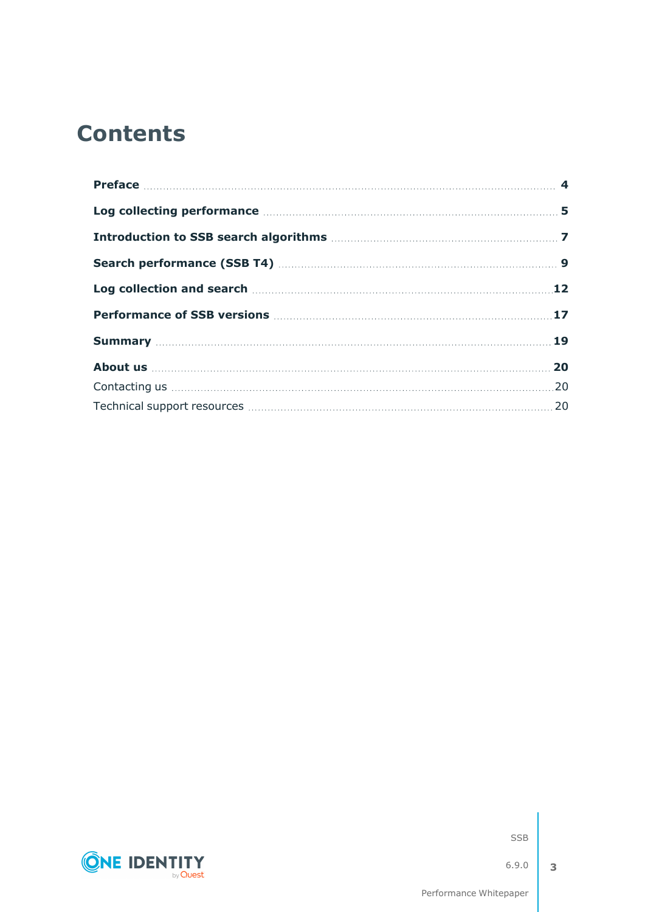# Contents

| | |
|---|---|
| **Preface** | **4** |
| **Log collecting performance** | **5** |
| **Introduction to SSB search algorithms** | **7** |
| **Search performance (SSB T4)** | **9** |
| **Log collection and search** | **12** |
| **Performance of SSB versions** | **17** |
| **Summary** | **19** |
| **About us** | **20** |
| Contacting us | 20 |
| Technical support resources | 20 |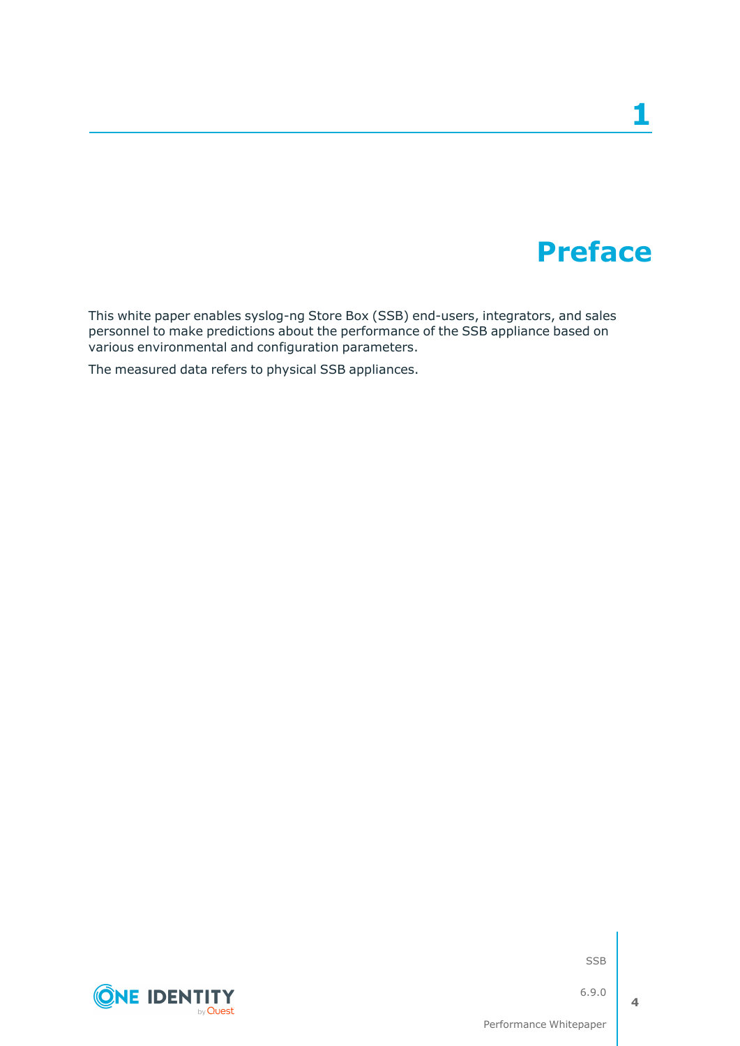# 1 Preface

This white paper enables syslog-ng Store Box (SSB) end-users, integrators, and sales personnel to make predictions about the performance of the SSB appliance based on various environmental and configuration parameters.

The measured data refers to physical SSB appliances.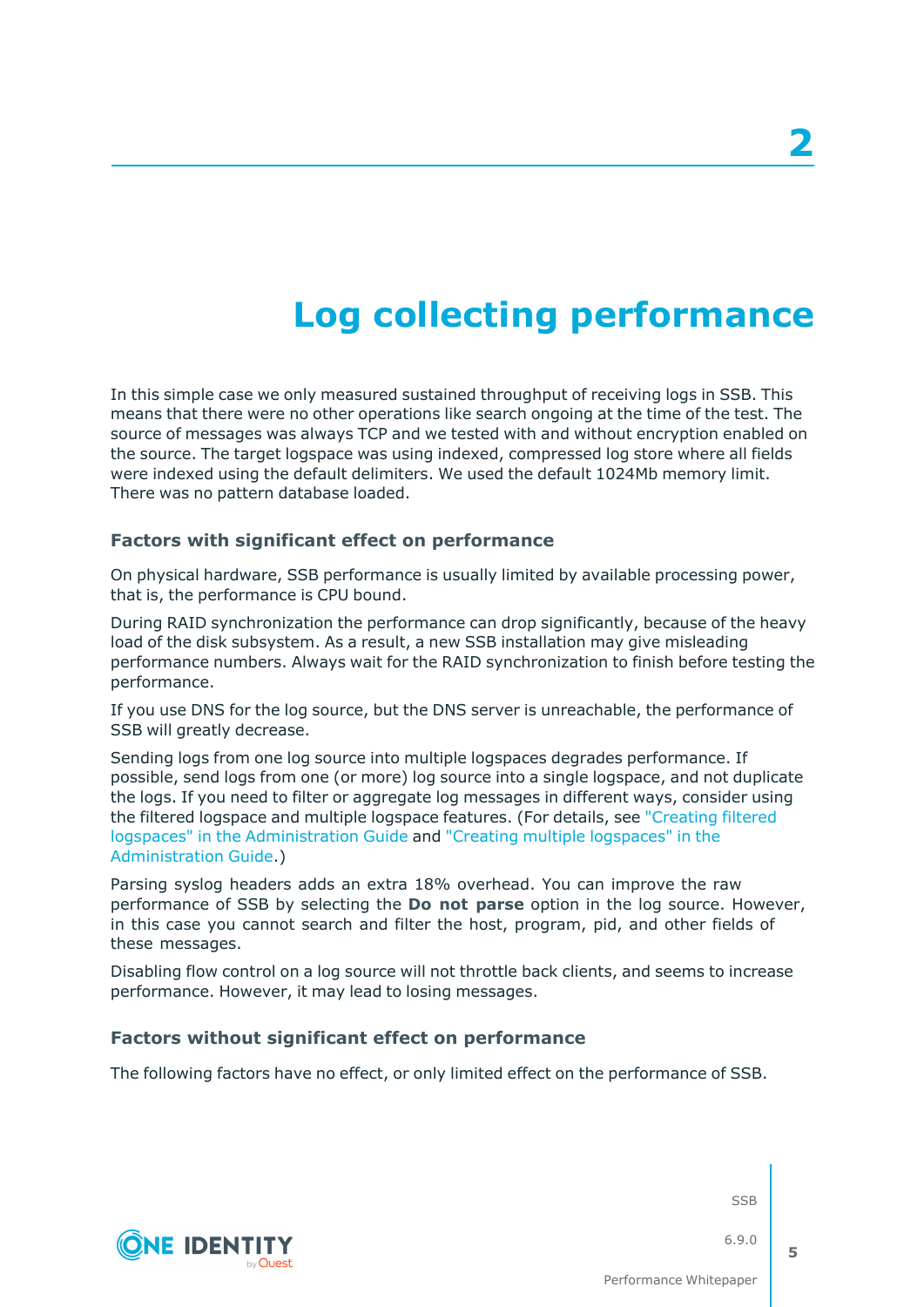# 2 Log collecting performance

In this simple case we only measured sustained throughput of receiving logs in SSB. This means that there were no other operations like search ongoing at the time of the test. The source of messages was always TCP and we tested with and without encryption enabled on the source. The target logspace was using indexed, compressed log store where all fields were indexed using the default delimiters. We used the default 1024Mb memory limit. There was no pattern database loaded.

### Factors with significant effect on performance

On physical hardware, SSB performance is usually limited by available processing power, that is, the performance is CPU bound.

During RAID synchronization the performance can drop significantly, because of the heavy load of the disk subsystem. As a result, a new SSB installation may give misleading performance numbers. Always wait for the RAID synchronization to finish before testing the performance.

If you use DNS for the log source, but the DNS server is unreachable, the performance of SSB will greatly decrease.

Sending logs from one log source into multiple logspaces degrades performance. If possible, send logs from one (or more) log source into a single logspace, and not duplicate the logs. If you need to filter or aggregate log messages in different ways, consider using the filtered logspace and multiple logspace features. (For details, see "Creating filtered logspaces" in the Administration Guide and "Creating multiple logspaces" in the Administration Guide.)

Parsing syslog headers adds an extra 18% overhead. You can improve the raw performance of SSB by selecting the **Do not parse** option in the log source. However, in this case you cannot search and filter the host, program, pid, and other fields of these messages.

Disabling flow control on a log source will not throttle back clients, and seems to increase performance. However, it may lead to losing messages.

### Factors without significant effect on performance

The following factors have no effect, or only limited effect on the performance of SSB.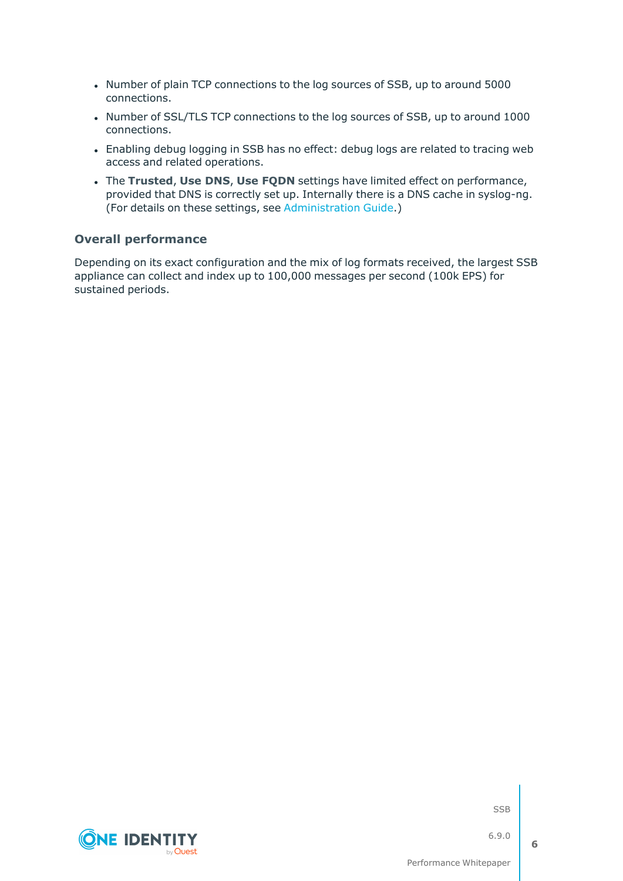- Number of plain TCP connections to the log sources of SSB, up to around 5000 connections.
- Number of SSL/TLS TCP connections to the log sources of SSB, up to around 1000 connections.
- Enabling debug logging in SSB has no effect: debug logs are related to tracing web access and related operations.
- The **Trusted**, **Use DNS**, **Use FQDN** settings have limited effect on performance, provided that DNS is correctly set up. Internally there is a DNS cache in syslog-ng. (For details on these settings, see Administration Guide.)

### Overall performance

Depending on its exact configuration and the mix of log formats received, the largest SSB appliance can collect and index up to 100,000 messages per second (100k EPS) for sustained periods.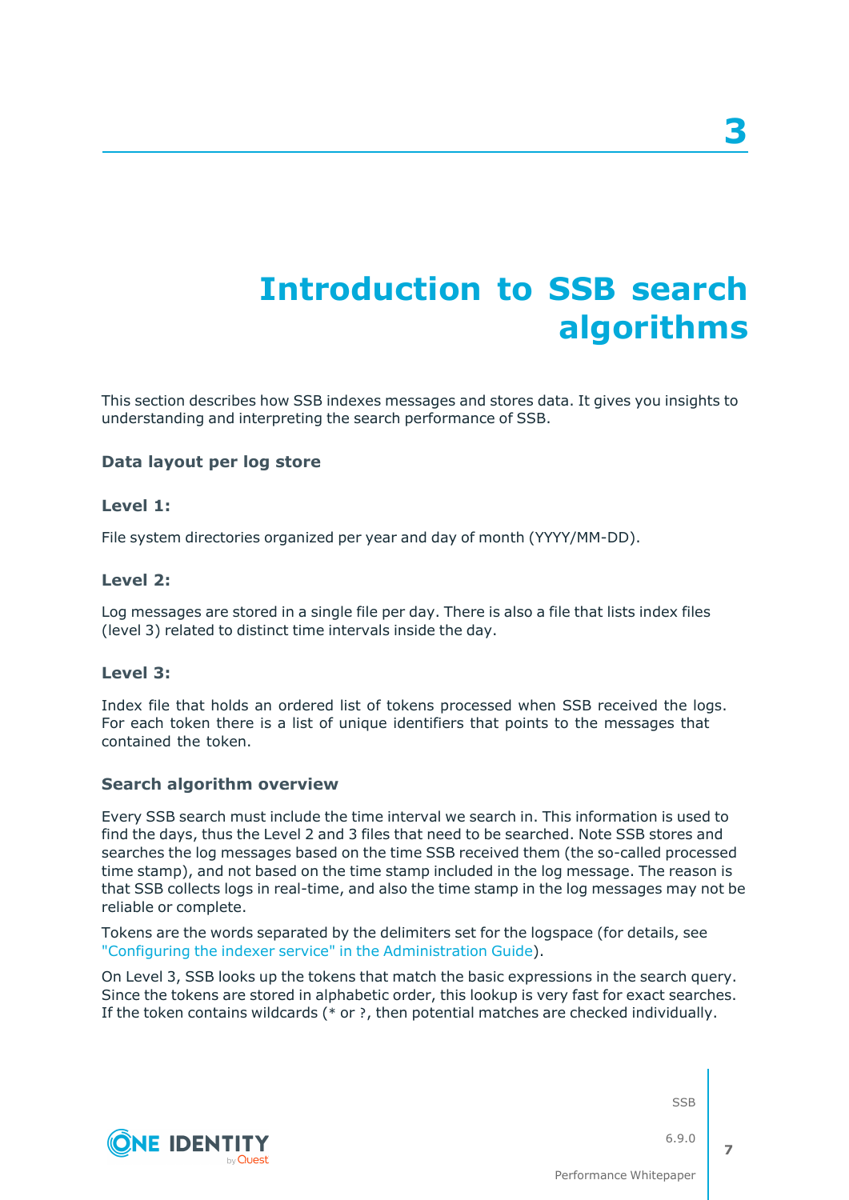# 3 Introduction to SSB search algorithms

This section describes how SSB indexes messages and stores data. It gives you insights to understanding and interpreting the search performance of SSB.

### Data layout per log store

#### Level 1:

File system directories organized per year and day of month (YYYY/MM-DD).

#### Level 2:

Log messages are stored in a single file per day. There is also a file that lists index files (level 3) related to distinct time intervals inside the day.

#### Level 3:

Index file that holds an ordered list of tokens processed when SSB received the logs. For each token there is a list of unique identifiers that points to the messages that contained the token.

### Search algorithm overview

Every SSB search must include the time interval we search in. This information is used to find the days, thus the Level 2 and 3 files that need to be searched. Note SSB stores and searches the log messages based on the time SSB received them (the so-called processed time stamp), and not based on the time stamp included in the log message. The reason is that SSB collects logs in real-time, and also the time stamp in the log messages may not be reliable or complete.

Tokens are the words separated by the delimiters set for the logspace (for details, see "Configuring the indexer service" in the Administration Guide).

On Level 3, SSB looks up the tokens that match the basic expressions in the search query. Since the tokens are stored in alphabetic order, this lookup is very fast for exact searches. If the token contains wildcards (`*` or `?`, then potential matches are checked individually.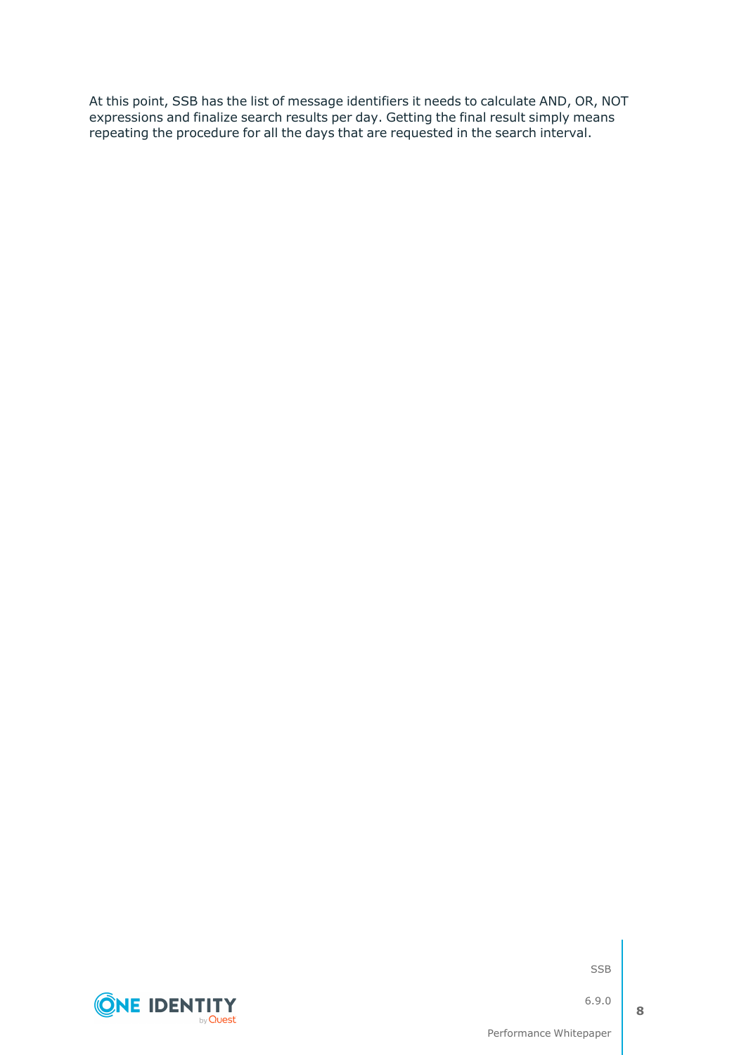At this point, SSB has the list of message identifiers it needs to calculate AND, OR, NOT expressions and finalize search results per day. Getting the final result simply means repeating the procedure for all the days that are requested in the search interval.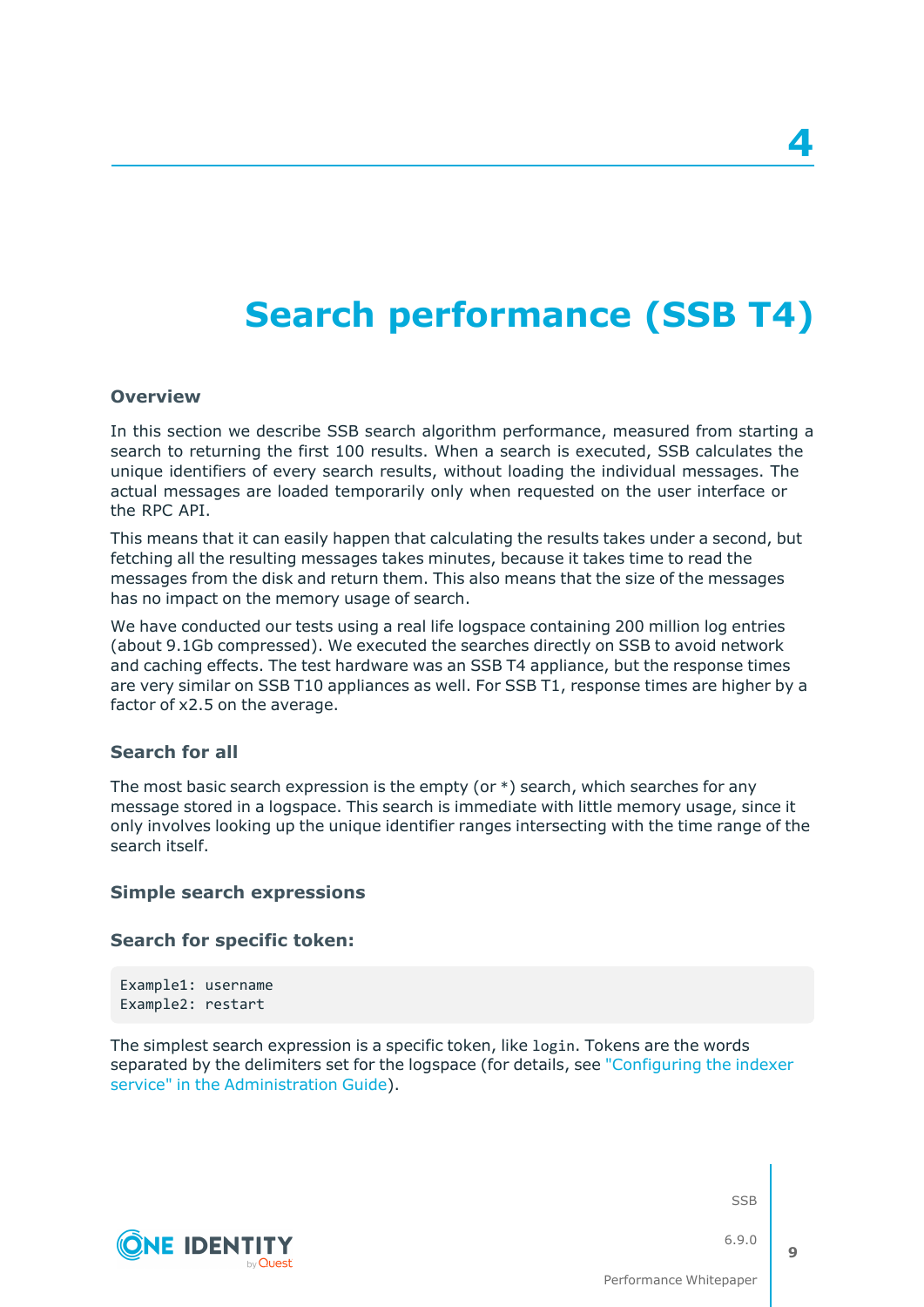# 4

# Search performance (SSB T4)

### Overview

In this section we describe SSB search algorithm performance, measured from starting a search to returning the first 100 results. When a search is executed, SSB calculates the unique identifiers of every search results, without loading the individual messages. The actual messages are loaded temporarily only when requested on the user interface or the RPC API.

This means that it can easily happen that calculating the results takes under a second, but fetching all the resulting messages takes minutes, because it takes time to read the messages from the disk and return them. This also means that the size of the messages has no impact on the memory usage of search.

We have conducted our tests using a real life logspace containing 200 million log entries (about 9.1Gb compressed). We executed the searches directly on SSB to avoid network and caching effects. The test hardware was an SSB T4 appliance, but the response times are very similar on SSB T10 appliances as well. For SSB T1, response times are higher by a factor of x2.5 on the average.

### Search for all

The most basic search expression is the empty (or `*`) search, which searches for any message stored in a logspace. This search is immediate with little memory usage, since it only involves looking up the unique identifier ranges intersecting with the time range of the search itself.

### Simple search expressions

### Search for specific token:

```
Example1: username
Example2: restart
```

The simplest search expression is a specific token, like `login`. Tokens are the words separated by the delimiters set for the logspace (for details, see "Configuring the indexer service" in the Administration Guide).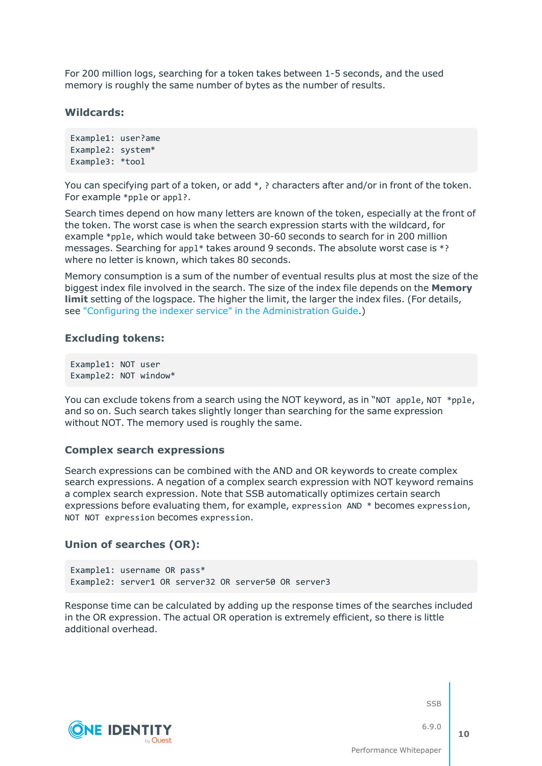For 200 million logs, searching for a token takes between 1-5 seconds, and the used memory is roughly the same number of bytes as the number of results.

### Wildcards:

```
Example1: user?ame
Example2: system*
Example3: *tool
```

You can specifying part of a token, or add `*`, `?` characters after and/or in front of the token. For example `*pple` or `appl?`.

Search times depend on how many letters are known of the token, especially at the front of the token. The worst case is when the search expression starts with the wildcard, for example `*pple`, which would take between 30-60 seconds to search for in 200 million messages. Searching for `appl*` takes around 9 seconds. The absolute worst case is `*?` where no letter is known, which takes 80 seconds.

Memory consumption is a sum of the number of eventual results plus at most the size of the biggest index file involved in the search. The size of the index file depends on the **Memory limit** setting of the logspace. The higher the limit, the larger the index files. (For details, see "Configuring the indexer service" in the Administration Guide.)

### Excluding tokens:

```
Example1: NOT user
Example2: NOT window*
```

You can exclude tokens from a search using the NOT keyword, as in "`NOT apple`, `NOT *pple`, and so on. Such search takes slightly longer than searching for the same expression without NOT. The memory used is roughly the same.

### Complex search expressions

Search expressions can be combined with the AND and OR keywords to create complex search expressions. A negation of a complex search expression with NOT keyword remains a complex search expression. Note that SSB automatically optimizes certain search expressions before evaluating them, for example, `expression AND *` becomes `expression`, `NOT NOT expression` becomes `expression`.

### Union of searches (OR):

```
Example1: username OR pass*
Example2: server1 OR server32 OR server50 OR server3
```

Response time can be calculated by adding up the response times of the searches included in the OR expression. The actual OR operation is extremely efficient, so there is little additional overhead.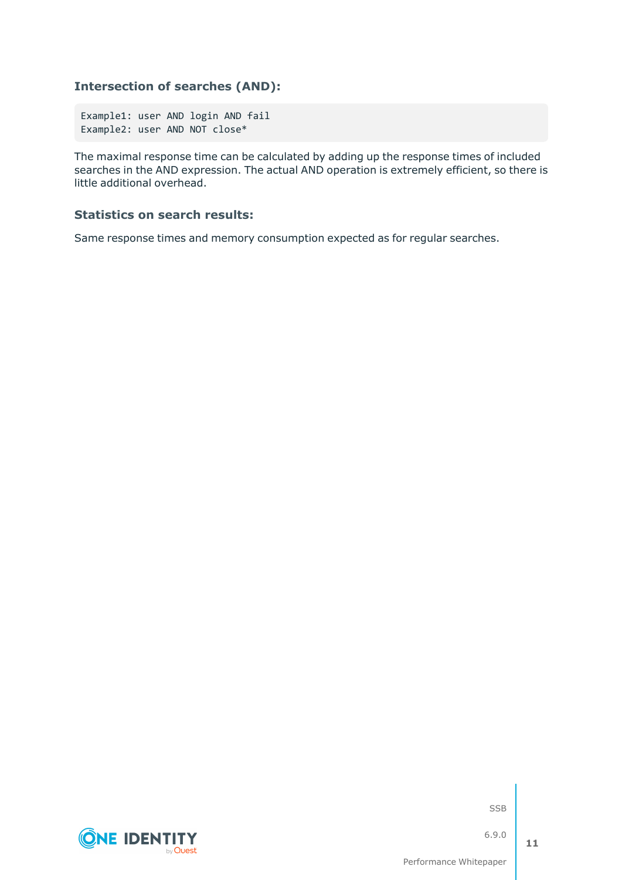### Intersection of searches (AND):

```
Example1: user AND login AND fail
Example2: user AND NOT close*
```

The maximal response time can be calculated by adding up the response times of included searches in the AND expression. The actual AND operation is extremely efficient, so there is little additional overhead.

### Statistics on search results:

Same response times and memory consumption expected as for regular searches.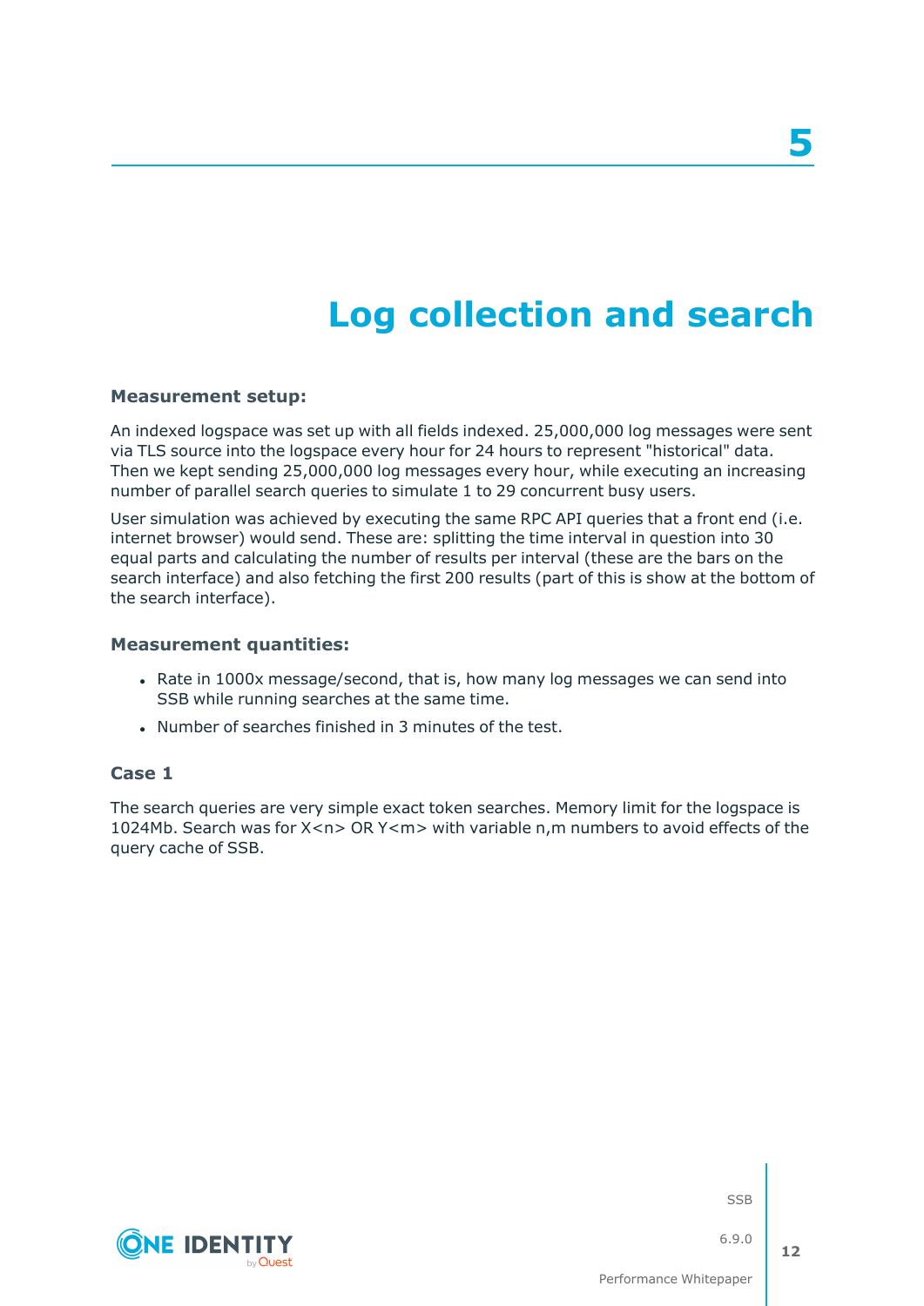# 5 Log collection and search

**Measurement setup:**

An indexed logspace was set up with all fields indexed. 25,000,000 log messages were sent via TLS source into the logspace every hour for 24 hours to represent "historical" data. Then we kept sending 25,000,000 log messages every hour, while executing an increasing number of parallel search queries to simulate 1 to 29 concurrent busy users.

User simulation was achieved by executing the same RPC API queries that a front end (i.e. internet browser) would send. These are: splitting the time interval in question into 30 equal parts and calculating the number of results per interval (these are the bars on the search interface) and also fetching the first 200 results (part of this is show at the bottom of the search interface).

**Measurement quantities:**

- Rate in 1000x message/second, that is, how many log messages we can send into SSB while running searches at the same time.
- Number of searches finished in 3 minutes of the test.

## Case 1

The search queries are very simple exact token searches. Memory limit for the logspace is 1024Mb. Search was for X<n> OR Y<m> with variable n,m numbers to avoid effects of the query cache of SSB.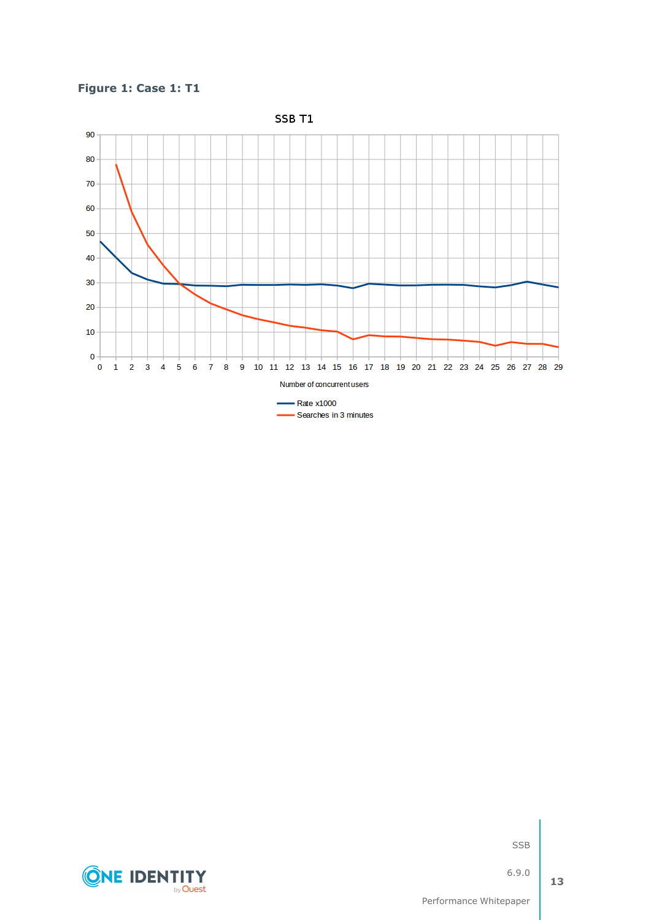**Figure 1: Case 1: T1**

SSB T1

Number of concurrent users

Rate x1000

Searches in 3 minutes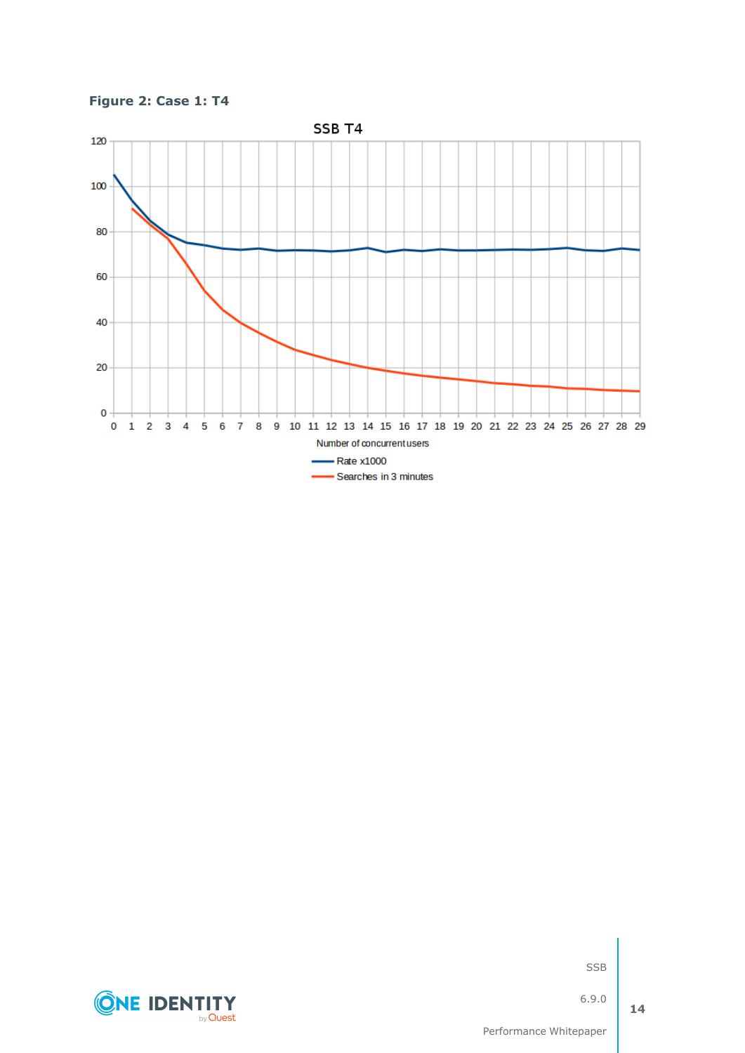**Figure 2: Case 1: T4**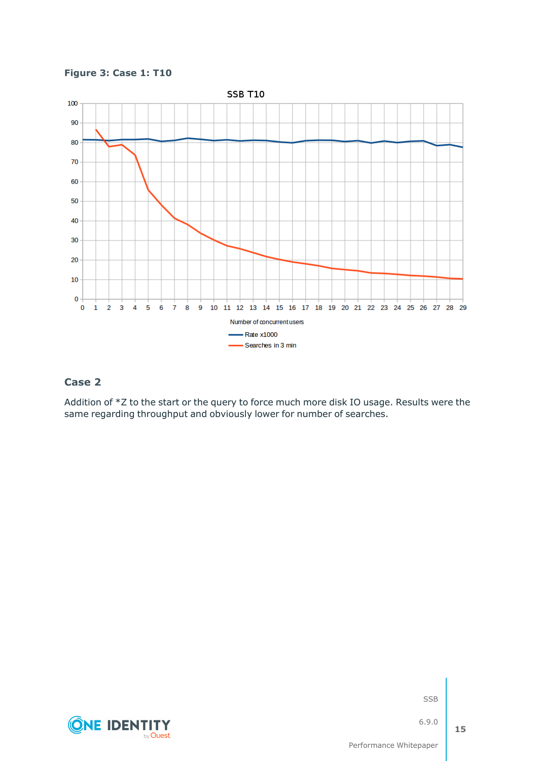**Figure 3: Case 1: T10**

## Case 2

Addition of *Z to the start or the query to force much more disk IO usage. Results were the same regarding throughput and obviously lower for number of searches.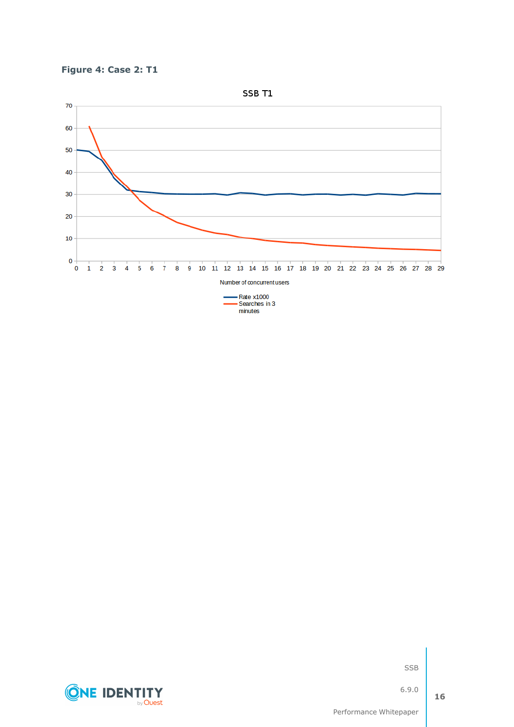**Figure 4: Case 2: T1**

SSB T1

Number of concurrent users

Rate x1000

Searches in 3 minutes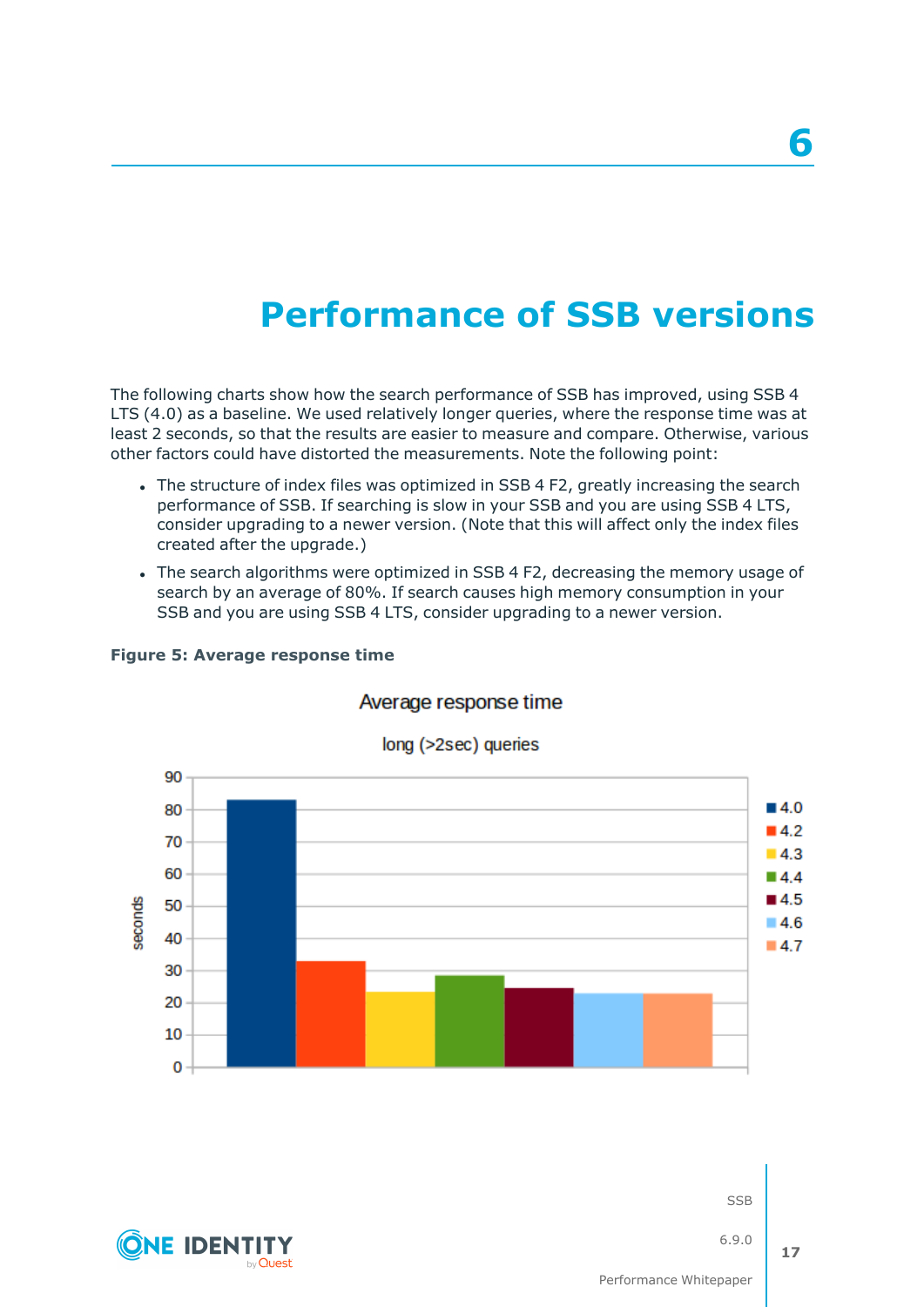# 6

# Performance of SSB versions

The following charts show how the search performance of SSB has improved, using SSB 4 LTS (4.0) as a baseline. We used relatively longer queries, where the response time was at least 2 seconds, so that the results are easier to measure and compare. Otherwise, various other factors could have distorted the measurements. Note the following point:

- The structure of index files was optimized in SSB 4 F2, greatly increasing the search performance of SSB. If searching is slow in your SSB and you are using SSB 4 LTS, consider upgrading to a newer version. (Note that this will affect only the index files created after the upgrade.)
- The search algorithms were optimized in SSB 4 F2, decreasing the memory usage of search by an average of 80%. If search causes high memory consumption in your SSB and you are using SSB 4 LTS, consider upgrading to a newer version.

**Figure 5: Average response time**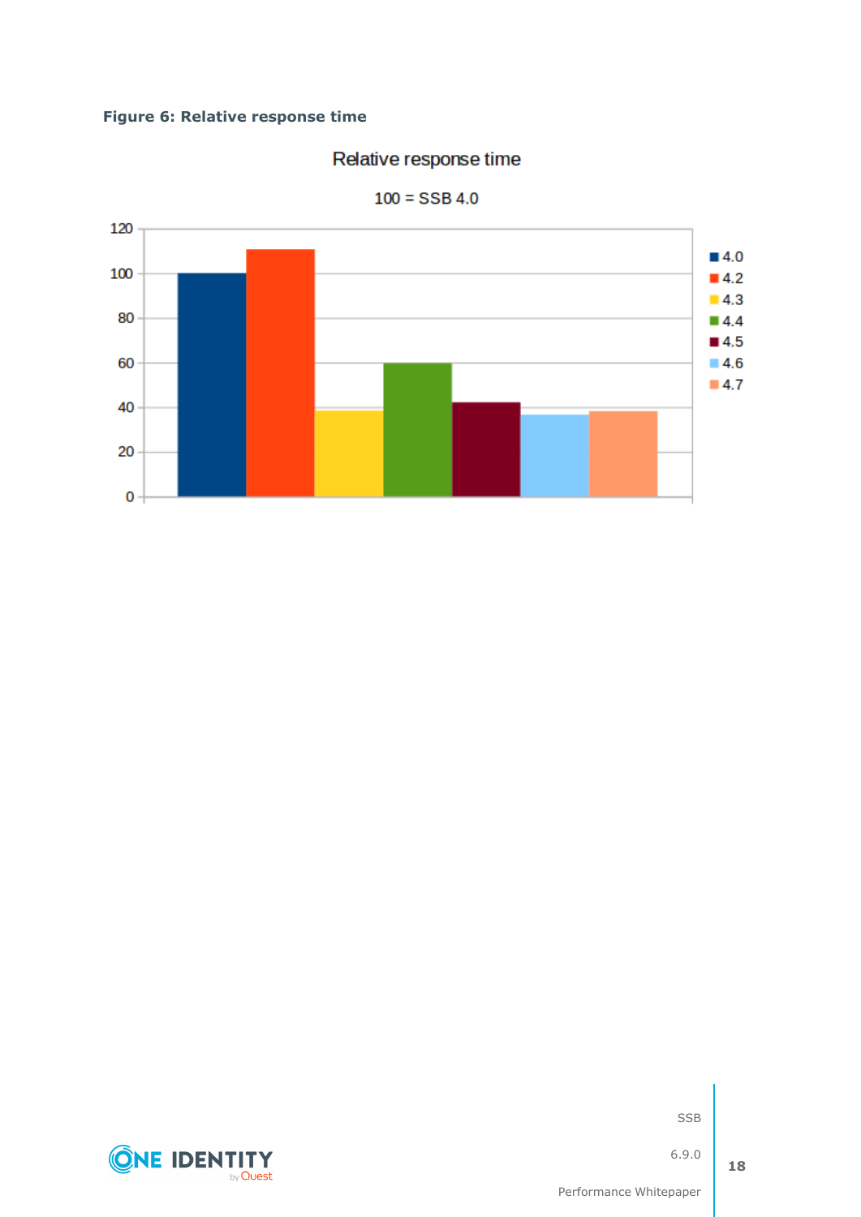**Figure 6: Relative response time**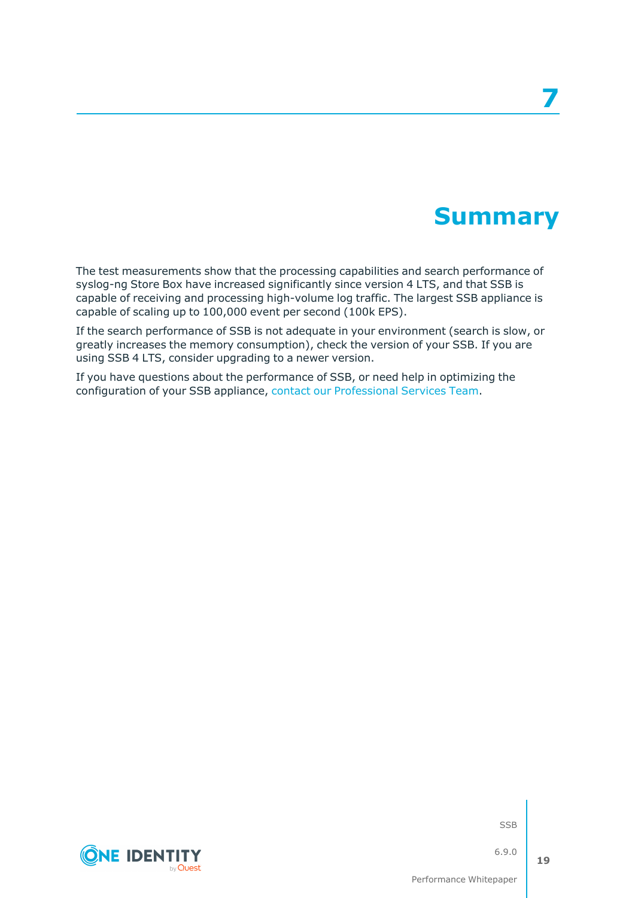# 7 Summary

The test measurements show that the processing capabilities and search performance of syslog-ng Store Box have increased significantly since version 4 LTS, and that SSB is capable of receiving and processing high-volume log traffic. The largest SSB appliance is capable of scaling up to 100,000 event per second (100k EPS).

If the search performance of SSB is not adequate in your environment (search is slow, or greatly increases the memory consumption), check the version of your SSB. If you are using SSB 4 LTS, consider upgrading to a newer version.

If you have questions about the performance of SSB, or need help in optimizing the configuration of your SSB appliance, contact our Professional Services Team.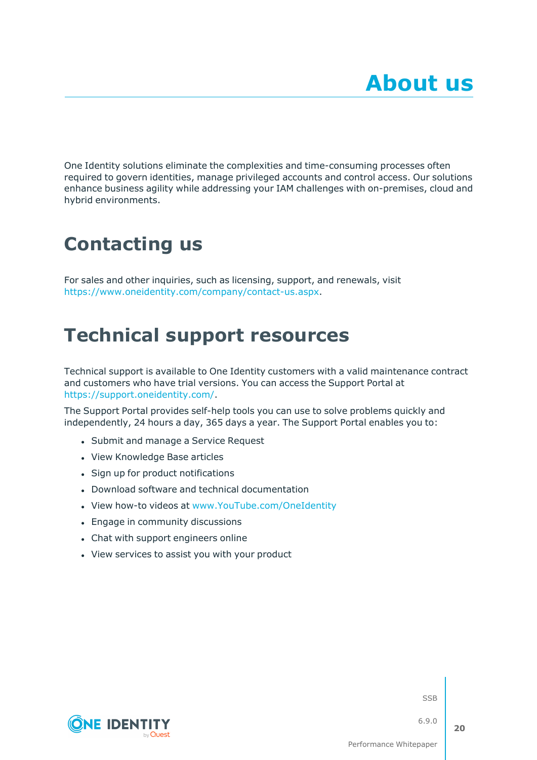# About us

One Identity solutions eliminate the complexities and time-consuming processes often required to govern identities, manage privileged accounts and control access. Our solutions enhance business agility while addressing your IAM challenges with on-premises, cloud and hybrid environments.

# Contacting us

For sales and other inquiries, such as licensing, support, and renewals, visit https://www.oneidentity.com/company/contact-us.aspx.

# Technical support resources

Technical support is available to One Identity customers with a valid maintenance contract and customers who have trial versions. You can access the Support Portal at https://support.oneidentity.com/.

The Support Portal provides self-help tools you can use to solve problems quickly and independently, 24 hours a day, 365 days a year. The Support Portal enables you to:

- Submit and manage a Service Request
- View Knowledge Base articles
- Sign up for product notifications
- Download software and technical documentation
- View how-to videos at www.YouTube.com/OneIdentity
- Engage in community discussions
- Chat with support engineers online
- View services to assist you with your product